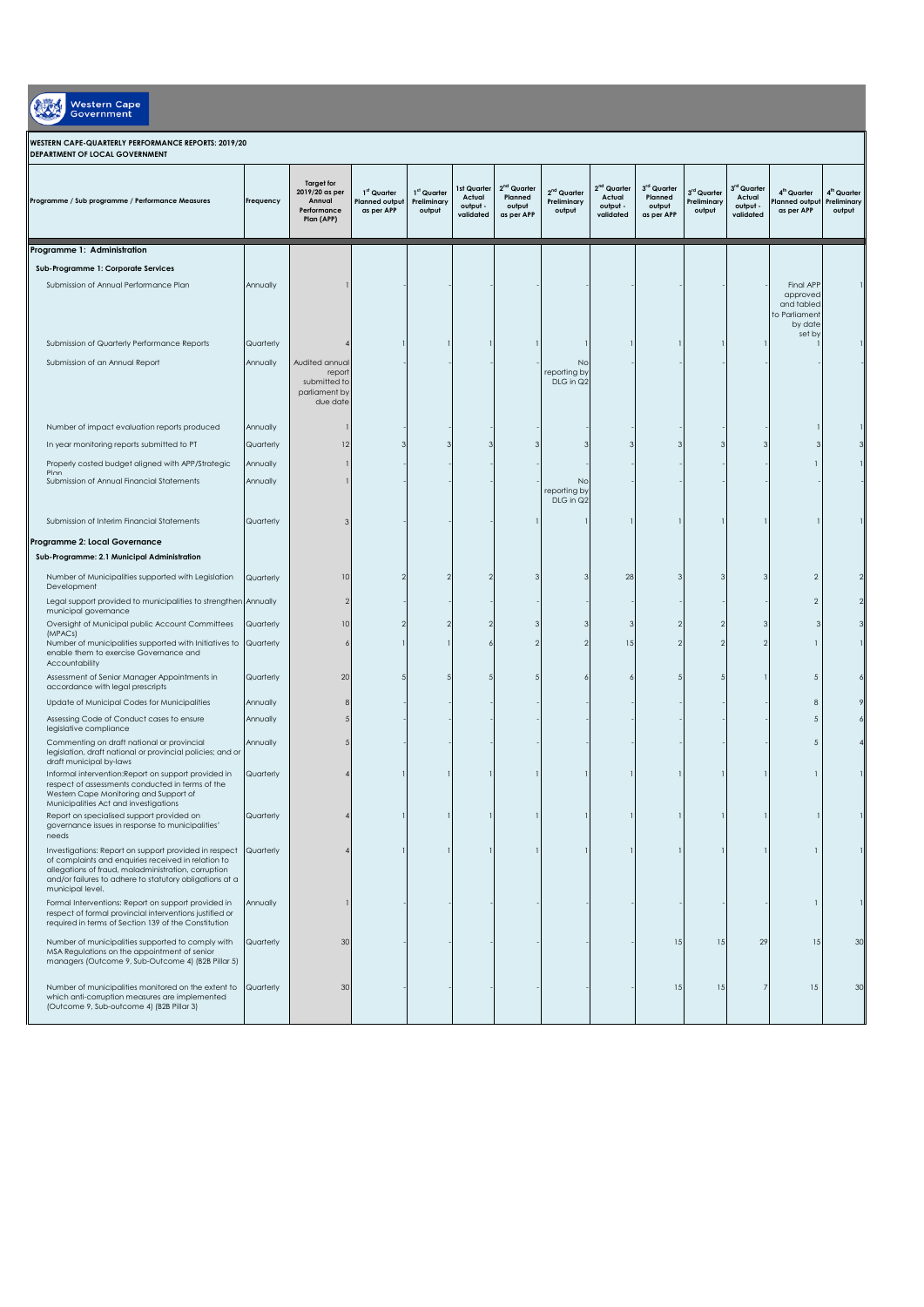**WESTERN CAPE-QUARTERLY PERFORMANCE REPORTS: 2019/20**
**DEPARTMENT OF LOCAL GOVERNMENT**

| Programme / Sub programme / Performance Measures | Frequency | Target for 2019/20 as per Annual Performance Plan (APP) | 1st Quarter Planned output as per APP | 1st Quarter Preliminary output | 1st Quarter Actual output - validated | 2nd Quarter Planned output as per APP | 2nd Quarter Preliminary output | 2nd Quarter Actual output - validated | 3rd Quarter Planned output as per APP | 3rd Quarter Preliminary output | 3rd Quarter Actual output - validated | 4th Quarter Planned output as per APP | 4th Quarter Preliminary output |
|---|---|---|---|---|---|---|---|---|---|---|---|---|---|
| **Programme 1: Administration** | | | | | | | | | | | | | |
| **Sub-Programme 1: Corporate Services** | | | | | | | | | | | | | |
| Submission of Annual Performance Plan | Annually | 1 | - | - | - | - | - | - | - | - | - | Final APP approved and tabled to Parliament by date set by | 1 |
| Submission of Quarterly Performance Reports | Quarterly | 4 | 1 | 1 | 1 | 1 | 1 | 1 | 1 | 1 | 1 | 1 | 1 |
| Submission of an Annual Report | Annually | Audited annual report submitted to parliament by due date | - | - | - | - | No reporting by DLG in Q2 | - | - | - | - | - | - |
| Number of impact evaluation reports produced | Annually | 1 | - | - | - | - | - | - | - | - | - | 1 | 1 |
| In year monitoring reports submitted to PT | Quarterly | 12 | 3 | 3 | 3 | 3 | 3 | 3 | 3 | 3 | 3 | 3 | 3 |
| Properly costed budget aligned with APP/Strategic Plan | Annually | 1 | - | - | - | - | - | - | - | - | - | 1 | 1 |
| Submission of Annual Financial Statements | Annually | 1 | - | - | - | - | No reporting by DLG in Q2 | - | - | - | - | - | - |
| Submission of Interim Financial Statements | Quarterly | 3 | - | - | - | 1 | 1 | 1 | 1 | 1 | 1 | 1 | 1 |
| **Programme 2: Local Governance** | | | | | | | | | | | | | |
| **Sub-Programme: 2.1 Municipal Administration** | | | | | | | | | | | | | |
| Number of Municipalities supported with Legislation Development | Quarterly | 10 | 2 | 2 | 2 | 3 | 3 | 28 | 3 | 3 | 3 | 2 | 2 |
| Legal support provided to municipalities to strengthen municipal governance | Annually | 2 | - | - | - | - | - | - | - | - | - | 2 | 2 |
| Oversight of Municipal public Account Committees (MPACs) | Quarterly | 10 | 2 | 2 | 2 | 3 | 3 | 3 | 2 | 2 | 3 | 3 | 3 |
| Number of municipalities supported with Initiatives to enable them to exercise Governance and Accountability | Quarterly | 6 | 1 | 1 | 6 | 2 | 2 | 15 | 2 | 2 | 2 | 1 | 1 |
| Assessment of Senior Manager Appointments in accordance with legal prescripts | Quarterly | 20 | 5 | 5 | 5 | 5 | 6 | 6 | 5 | 5 | 1 | 5 | 6 |
| Update of Municipal Codes for Municipalities | Annually | 8 | - | - | - | - | - | - | - | - | - | 8 | 9 |
| Assessing Code of Conduct cases to ensure legislative compliance | Annually | 5 | - | - | - | - | - | - | - | - | - | 5 | 6 |
| Commenting on draft national or provincial legislation, draft national or provincial policies; and or draft municipal by-laws | Annually | 5 | - | - | - | - | - | - | - | - | - | 5 | 4 |
| Informal intervention:Report on support provided in respect of assessments conducted in terms of the Western Cape Monitoring and Support of Municipalities Act and investigations | Quarterly | 4 | 1 | 1 | 1 | 1 | 1 | 1 | 1 | 1 | 1 | 1 | 1 |
| Report on specialised support provided on governance issues in response to municipalities' needs | Quarterly | 4 | 1 | 1 | 1 | 1 | 1 | 1 | 1 | 1 | 1 | 1 | 1 |
| Investigations: Report on support provided in respect of complaints and enquiries received in relation to allegations of fraud, maladministration, corruption and/or failures to adhere to statutory obligations at a municipal level. | Quarterly | 4 | 1 | 1 | 1 | 1 | 1 | 1 | 1 | 1 | 1 | 1 | 1 |
| Formal Interventions: Report on support provided in respect of formal provincial interventions justified or required in terms of Section 139 of the Constitution | Annually | 1 | - | - | - | - | - | - | - | - | - | 1 | 1 |
| Number of municipalities supported to comply with MSA Regulations on the appointment of senior managers (Outcome 9, Sub-Outcome 4) (B2B Pillar 5) | Quarterly | 30 | - | - | - | - | - | - | 15 | 15 | 29 | 15 | 30 |
| Number of municipalities monitored on the extent to which anti-corruption measures are implemented (Outcome 9, Sub-outcome 4) (B2B Pillar 3) | Quarterly | 30 | - | - | - | - | - | - | 15 | 15 | 7 | 15 | 30 |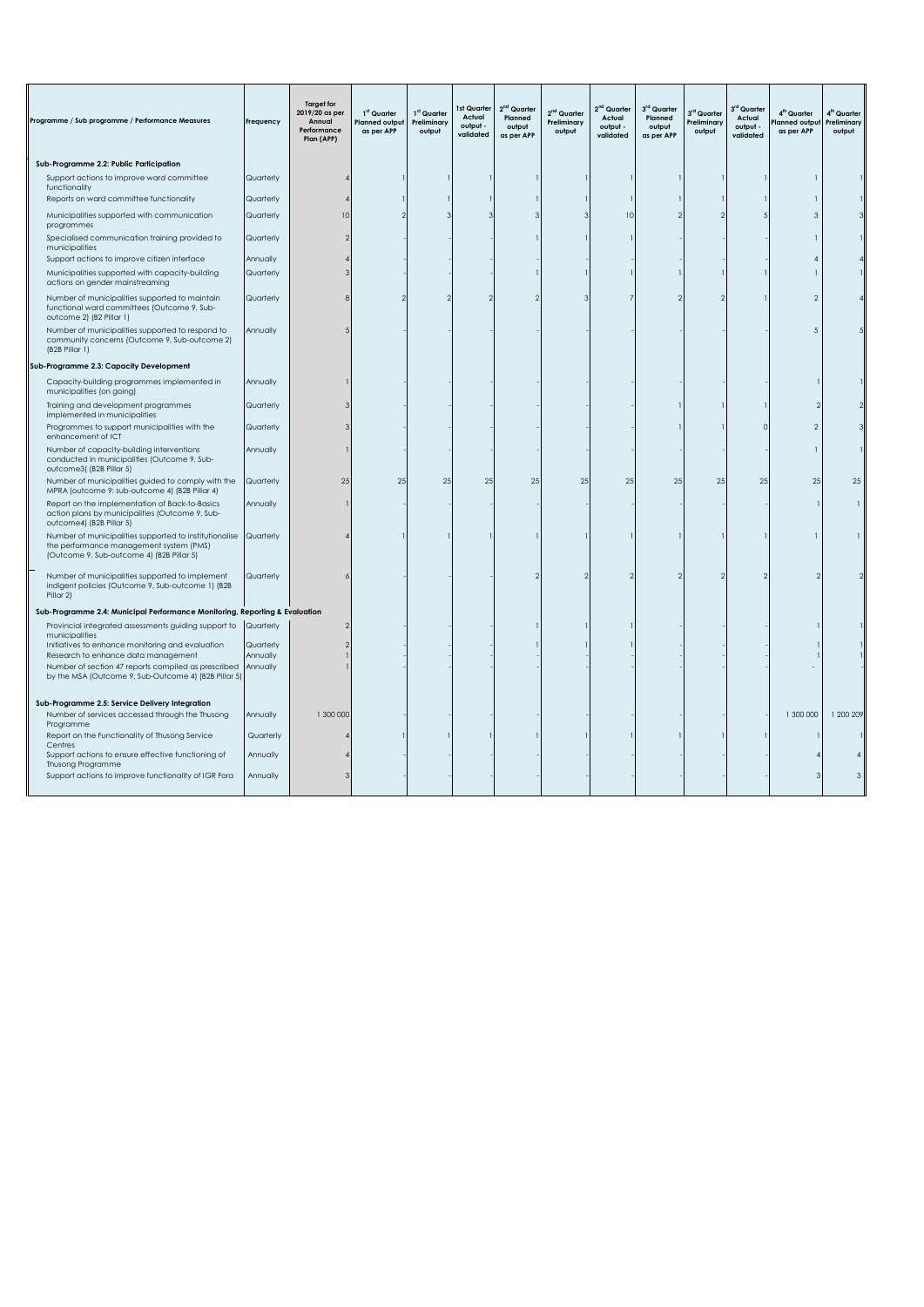| Programme / Sub programme / Performance Measures | Frequency | Target for 2019/20 as per Annual Performance Plan (APP) | 1st Quarter Planned output as per APP | 1st Quarter Preliminary output | 1st Quarter Actual output - validated | 2nd Quarter Planned output as per APP | 2nd Quarter Preliminary output | 2nd Quarter Actual output - validated | 3rd Quarter Planned output as per APP | 3rd Quarter Preliminary output | 3rd Quarter Actual output - validated | 4th Quarter Planned output as per APP | 4th Quarter Preliminary output |
|---|---|---|---|---|---|---|---|---|---|---|---|---|---|
| **Sub-Programme 2.2: Public Participation** | | | | | | | | | | | | | |
| Support actions to improve ward committee functionality | Quarterly | 4 | 1 | 1 | 1 | 1 | 1 | 1 | 1 | 1 | 1 | 1 | 1 |
| Reports on ward committee functionality | Quarterly | 4 | 1 | 1 | 1 | 1 | 1 | 1 | 1 | 1 | 1 | 1 | 1 |
| Municipalities supported with communication programmes | Quarterly | 10 | 2 | 3 | 3 | 3 | 3 | 10 | 2 | 2 | 5 | 3 | 3 |
| Specialised communication training provided to municipalities | Quarterly | 2 | - | - | - | 1 | 1 | 1 | - | - | - | 1 | 1 |
| Support actions to improve citizen interface | Annually | 4 | - | - | - | - | - | - | - | - | - | 4 | 4 |
| Municipalities supported with capacity-building actions on gender mainstreaming | Quarterly | 3 | - | - | - | 1 | 1 | 1 | 1 | 1 | 1 | 1 | 1 |
| Number of municipalities supported to maintain functional ward committees (Outcome 9, Sub-outcome 2) (B2 Pillar 1) | Quarterly | 8 | 2 | 2 | 2 | 2 | 3 | 7 | 2 | 2 | 1 | 2 | 4 |
| Number of municipalities supported to respond to community concerns (Outcome 9, Sub-outcome 2) (B2B Pillar 1) | Annually | 5 | - | - | - | - | - | - | - | - | - | 5 | 5 |
| **Sub-Programme 2.3: Capacity Development** | | | | | | | | | | | | | |
| Capacity-building programmes implemented in municipalities (on going) | Annually | 1 | - | - | - | - | - | - | - | - | - | 1 | 1 |
| Training and development programmes implemented in municipalities | Quarterly | 3 | - | - | - | - | - | - | 1 | 1 | 1 | 2 | 2 |
| Programmes to support municipalities with the enhancement of ICT | Quarterly | 3 | - | - | - | - | - | - | 1 | 1 | 0 | 2 | 3 |
| Number of capacity-building interventions conducted in municipalities (Outcome 9, Sub-outcome3( (B2B Pillar 5) | Annually | 1 | - | - | - | - | - | - | - | - | - | 1 | 1 |
| Number of municipalities guided to comply with the MPRA (outcome 9: sub-outcome 4) (B2B Pillar 4) | Quarterly | 25 | 25 | 25 | 25 | 25 | 25 | 25 | 25 | 25 | 25 | 25 | 25 |
| Report on the implementation of Back-to-Basics action plans by municipalities (Outcome 9, Sub-outcome4) (B2B Pillar 5) | Annually | 1 | - | - | - | - | - | - | - | - | - | 1 | 1 |
| Number of municipalities supported to institutionalise the performance management system (PMS) (Outcome 9, Sub-outcome 4) (B2B Pillar 5) | Quarterly | 4 | 1 | 1 | 1 | 1 | 1 | 1 | 1 | 1 | 1 | 1 | 1 |
| Number of municipalities supported to implement indigent policies (Outcome 9, Sub-outcome 1) (B2B Pillar 2) | Quarterly | 6 | - | - | - | 2 | 2 | 2 | 2 | 2 | 2 | 2 | 2 |
| **Sub-Programme 2.4: Municipal Performance Monitoring, Reporting & Evaluation** | | | | | | | | | | | | | |
| Provincial integrated assessments guiding support to municipalities | Quarterly | 2 | - | - | - | 1 | 1 | 1 | - | - | - | 1 | 1 |
| Initiatives to enhance monitoring and evaluation | Quarterly | 2 | - | - | - | 1 | 1 | 1 | - | - | - | 1 | 1 |
| Research to enhance data management | Annually | 1 | - | - | - | - | - | - | - | - | - | 1 | 1 |
| Number of section 47 reports compiled as prescribed by the MSA (Outcome 9, Sub-Outcome 4) (B2B Pillar 5) | Annually | 1 | - | - | - | - | - | - | - | - | - | - | - |
| **Sub-Programme 2.5: Service Delivery Integration** | | | | | | | | | | | | | |
| Number of services accessed through the Thusong Programme | Annually | 1 300 000 | - | - | - | - | - | - | - | - | - | 1 300 000 | 1 200 209 |
| Report on the Functionality of Thusong Service Centres | Quarterly | 4 | 1 | 1 | 1 | 1 | 1 | 1 | 1 | 1 | 1 | 1 | 1 |
| Support actions to ensure effective functioning of Thusong Programme | Annually | 4 | - | - | - | - | - | - | - | - | - | 4 | 4 |
| Support actions to improve functionality of IGR Fora | Annually | 3 | - | - | - | - | - | - | - | - | - | 3 | 3 |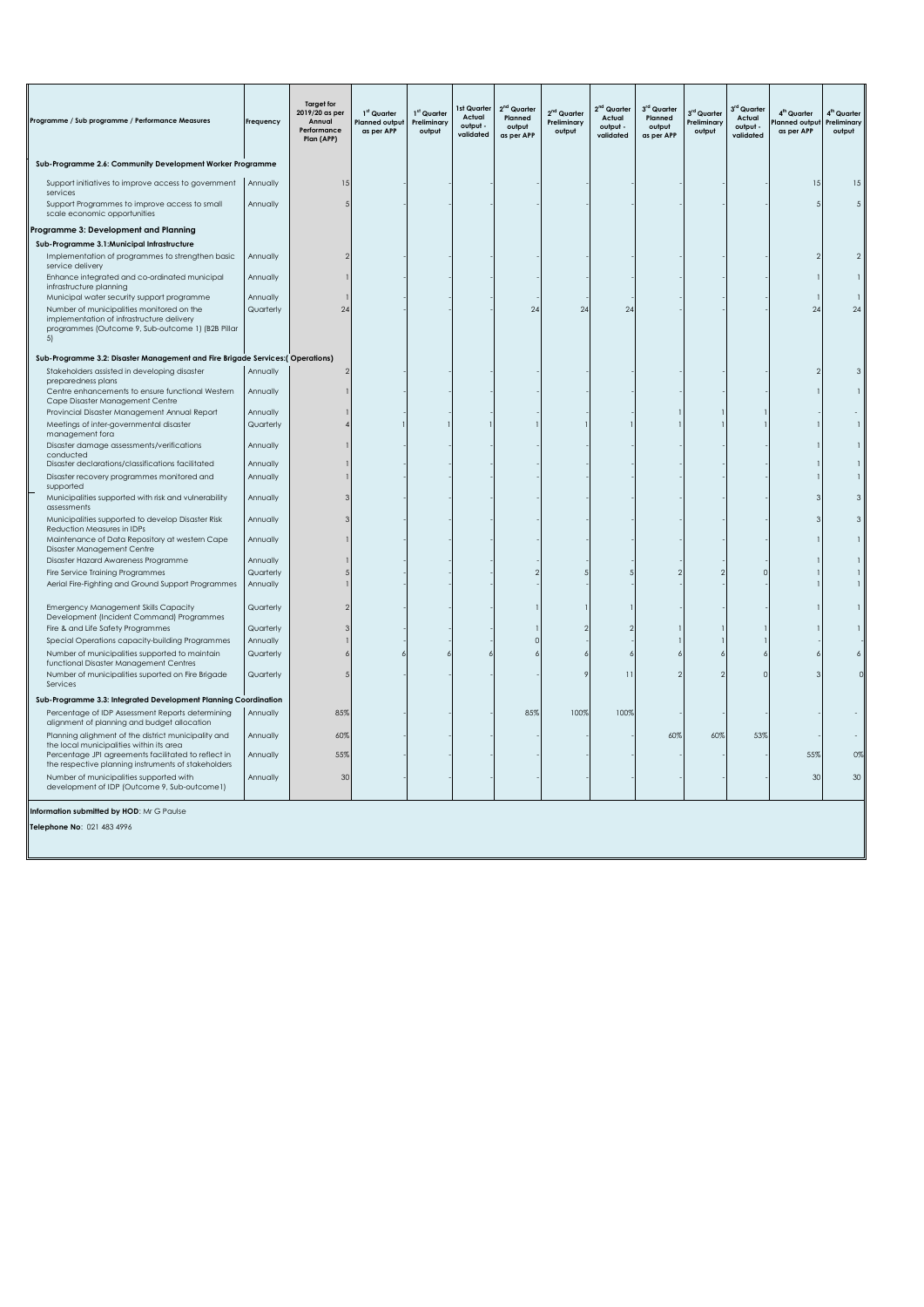| Programme / Sub programme / Performance Measures | Frequency | Target for 2019/20 as per Annual Performance Plan (APP) | 1st Quarter Planned output as per APP | 1st Quarter Preliminary output | 1st Quarter Actual output - validated | 2nd Quarter Planned output as per APP | 2nd Quarter Preliminary output | 2nd Quarter Actual output - validated | 3rd Quarter Planned output as per APP | 3rd Quarter Preliminary output | 3rd Quarter Actual output - validated | 4th Quarter Planned output as per APP | 4th Quarter Preliminary output |
|---|---|---|---|---|---|---|---|---|---|---|---|---|---|
| **Sub-Programme 2.6: Community Development Worker Programme** | | | | | | | | | | | | | |
| Support initiatives to improve access to government services | Annually | 15 | - | - | | - | - | | - | - | | 15 | 15 |
| Support Programmes to improve access to small scale economic opportunities | Annually | 5 | - | - | | - | - | | - | - | | 5 | 5 |
| **Programme 3: Development and Planning** | | | | | | | | | | | | | |
| **Sub-Programme 3.1:Municipal Infrastructure** | | | | | | | | | | | | | |
| Implementation of programmes to strengthen basic service delivery | Annually | 2 | - | - | | - | - | | - | - | | 2 | 2 |
| Enhance integrated and co-ordinated municipal infrastructure planning | Annually | 1 | - | - | | - | - | | - | - | | 1 | 1 |
| Municipal water security support programme | Annually | 1 | - | - | | - | - | | - | - | | 1 | 1 |
| Number of municipalities monitored on the implementation of infrastructure delivery programmes (Outcome 9, Sub-outcome 1) (B2B Pillar 5) | Quarterly | 24 | - | - | | 24 | 24 | 24 | - | - | | 24 | 24 |
| **Sub-Programme 3.2: Disaster Management and Fire Brigade Services:( Operations)** | | | | | | | | | | | | | |
| Stakeholders assisted in developing disaster preparedness plans | Annually | 2 | - | - | | - | - | | - | - | | 2 | 3 |
| Centre enhancements to ensure functional Western Cape Disaster Management Centre | Annually | 1 | - | - | | - | - | | - | - | | 1 | 1 |
| Provincial Disaster Management Annual Report | Annually | 1 | - | - | | - | - | | 1 | 1 | 1 | - | - |
| Meetings of inter-governmental disaster management fora | Quarterly | 4 | 1 | 1 | 1 | 1 | 1 | 1 | 1 | 1 | 1 | 1 | 1 |
| Disaster damage assessments/verifications conducted | Annually | 1 | - | - | | - | - | | - | - | | 1 | 1 |
| Disaster declarations/classifications facilitated | Annually | 1 | - | - | | - | - | | - | - | | 1 | 1 |
| Disaster recovery programmes monitored and supported | Annually | 1 | - | - | | - | - | | - | - | | 1 | 1 |
| Municipalities supported with risk and vulnerability assessments | Annually | 3 | - | - | | - | - | | - | - | | 3 | 3 |
| Municipalities supported to develop Disaster Risk Reduction Measures in IDPs | Annually | 3 | - | - | | - | - | | - | - | | 3 | 3 |
| Maintenance of Data Repository at western Cape Disaster Management Centre | Annually | 1 | - | - | | - | - | | - | - | | 1 | 1 |
| Disaster Hazard Awareness Programme | Annually | 1 | - | - | | - | - | | - | - | - | 1 | 1 |
| Fire Service Training Programmes | Quarterly | 5 | - | - | | 2 | 5 | 5 | 2 | 2 | 0 | 1 | 1 |
| Aerial Fire-Fighting and Ground Support Programmes | Annually | 1 | - | - | | - | - | | - | - | | 1 | 1 |
| Emergency Management Skills Capacity Development (Incident Command) Programmes | Quarterly | 2 | - | - | | 1 | 1 | 1 | - | - | | 1 | 1 |
| Fire & Life Safety Programmes | Quarterly | 3 | - | - | | 1 | 2 | 2 | 1 | 1 | 1 | 1 | 1 |
| Special Operations capacity-building Programmes | Annually | 1 | - | - | | 0 | - | - | 1 | 1 | 1 | - | - |
| Number of municipalities supported to maintain functional Disaster Management Centres | Quarterly | 6 | 6 | 6 | 6 | 6 | 6 | 6 | 6 | 6 | 6 | 6 | 6 |
| Number of municipalities suported on Fire Brigade Services | Quarterly | 5 | - | - | | - | 9 | 11 | 2 | 2 | 0 | 3 | 0 |
| **Sub-Programme 3.3: Integrated Development Planning Coordination** | | | | | | | | | | | | | |
| Percentage of IDP Assessment Reports determining alignment of planning and budget allocation | Annually | 85% | - | - | | 85% | 100% | 100% | - | - | | - | - |
| Planning alignment of the district municipality and the local municipalities within its area | Annually | 60% | - | - | | - | - | | 60% | 60% | 53% | - | - |
| Percentage JPI agreements facilitated to reflect in the respective planning instruments of stakeholders | Annually | 55% | - | - | | - | - | | - | - | | 55% | 0% |
| Number of municipalities supported with development of IDP (Outcome 9, Sub-outcome1) | Annually | 30 | - | - | | - | - | | - | - | | 30 | 30 |

**Information submitted by HOD**: Mr G Paulse

**Telephone No**: 021 483 4996